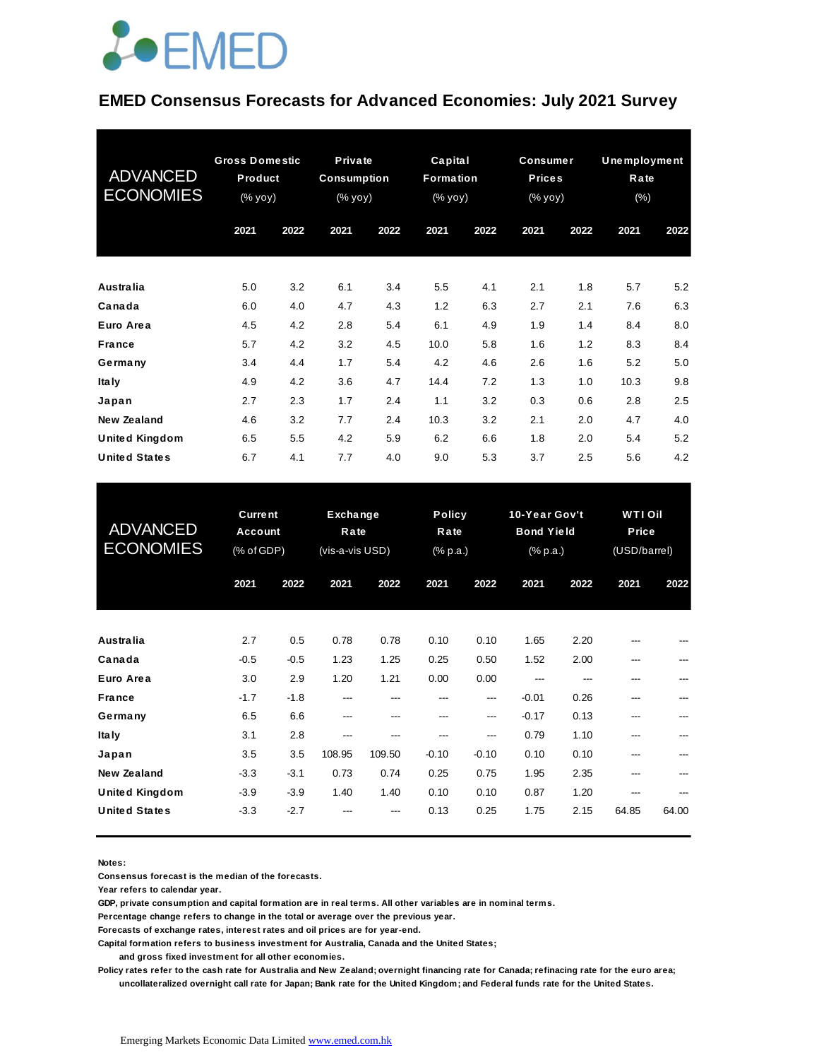EMED

# EMED Consensus Forecasts for Advanced Economies: July 2021 Survey

| ADVANCED ECONOMIES | Gross Domestic Product (% yoy) | | Private Consumption (% yoy) | | Capital Formation (% yoy) | | Consumer Prices (% yoy) | | Unemployment Rate (%) | |
|---|---|---|---|---|---|---|---|---|---|---|
| | 2021 | 2022 | 2021 | 2022 | 2021 | 2022 | 2021 | 2022 | 2021 | 2022 |
| **Australia** | 5.0 | 3.2 | 6.1 | 3.4 | 5.5 | 4.1 | 2.1 | 1.8 | 5.7 | 5.2 |
| **Canada** | 6.0 | 4.0 | 4.7 | 4.3 | 1.2 | 6.3 | 2.7 | 2.1 | 7.6 | 6.3 |
| **Euro Area** | 4.5 | 4.2 | 2.8 | 5.4 | 6.1 | 4.9 | 1.9 | 1.4 | 8.4 | 8.0 |
| **France** | 5.7 | 4.2 | 3.2 | 4.5 | 10.0 | 5.8 | 1.6 | 1.2 | 8.3 | 8.4 |
| **Germany** | 3.4 | 4.4 | 1.7 | 5.4 | 4.2 | 4.6 | 2.6 | 1.6 | 5.2 | 5.0 |
| **Italy** | 4.9 | 4.2 | 3.6 | 4.7 | 14.4 | 7.2 | 1.3 | 1.0 | 10.3 | 9.8 |
| **Japan** | 2.7 | 2.3 | 1.7 | 2.4 | 1.1 | 3.2 | 0.3 | 0.6 | 2.8 | 2.5 |
| **New Zealand** | 4.6 | 3.2 | 7.7 | 2.4 | 10.3 | 3.2 | 2.1 | 2.0 | 4.7 | 4.0 |
| **United Kingdom** | 6.5 | 5.5 | 4.2 | 5.9 | 6.2 | 6.6 | 1.8 | 2.0 | 5.4 | 5.2 |
| **United States** | 6.7 | 4.1 | 7.7 | 4.0 | 9.0 | 5.3 | 3.7 | 2.5 | 5.6 | 4.2 |

| ADVANCED ECONOMIES | Current Account (% of GDP) | | Exchange Rate (vis-a-vis USD) | | Policy Rate (% p.a.) | | 10-Year Gov't Bond Yield (% p.a.) | | WTI Oil Price (USD/barrel) | |
|---|---|---|---|---|---|---|---|---|---|---|
| | 2021 | 2022 | 2021 | 2022 | 2021 | 2022 | 2021 | 2022 | 2021 | 2022 |
| **Australia** | 2.7 | 0.5 | 0.78 | 0.78 | 0.10 | 0.10 | 1.65 | 2.20 | --- | --- |
| **Canada** | -0.5 | -0.5 | 1.23 | 1.25 | 0.25 | 0.50 | 1.52 | 2.00 | --- | --- |
| **Euro Area** | 3.0 | 2.9 | 1.20 | 1.21 | 0.00 | 0.00 | --- | --- | --- | --- |
| **France** | -1.7 | -1.8 | --- | --- | --- | --- | -0.01 | 0.26 | --- | --- |
| **Germany** | 6.5 | 6.6 | --- | --- | --- | --- | -0.17 | 0.13 | --- | --- |
| **Italy** | 3.1 | 2.8 | --- | --- | --- | --- | 0.79 | 1.10 | --- | --- |
| **Japan** | 3.5 | 3.5 | 108.95 | 109.50 | -0.10 | -0.10 | 0.10 | 0.10 | --- | --- |
| **New Zealand** | -3.3 | -3.1 | 0.73 | 0.74 | 0.25 | 0.75 | 1.95 | 2.35 | --- | --- |
| **United Kingdom** | -3.9 | -3.9 | 1.40 | 1.40 | 0.10 | 0.10 | 0.87 | 1.20 | --- | --- |
| **United States** | -3.3 | -2.7 | --- | --- | 0.13 | 0.25 | 1.75 | 2.15 | 64.85 | 64.00 |

**Notes:**

**Consensus forecast is the median of the forecasts.**

**Year refers to calendar year.**

**GDP, private consumption and capital formation are in real terms. All other variables are in nominal terms.**

**Percentage change refers to change in the total or average over the previous year.**

**Forecasts of exchange rates, interest rates and oil prices are for year-end.**

**Capital formation refers to business investment for Australia, Canada and the United States; and gross fixed investment for all other economies.**

**Policy rates refer to the cash rate for Australia and New Zealand; overnight financing rate for Canada; refinacing rate for the euro area; uncollateralized overnight call rate for Japan; Bank rate for the United Kingdom; and Federal funds rate for the United States.**

Emerging Markets Economic Data Limited www.emed.com.hk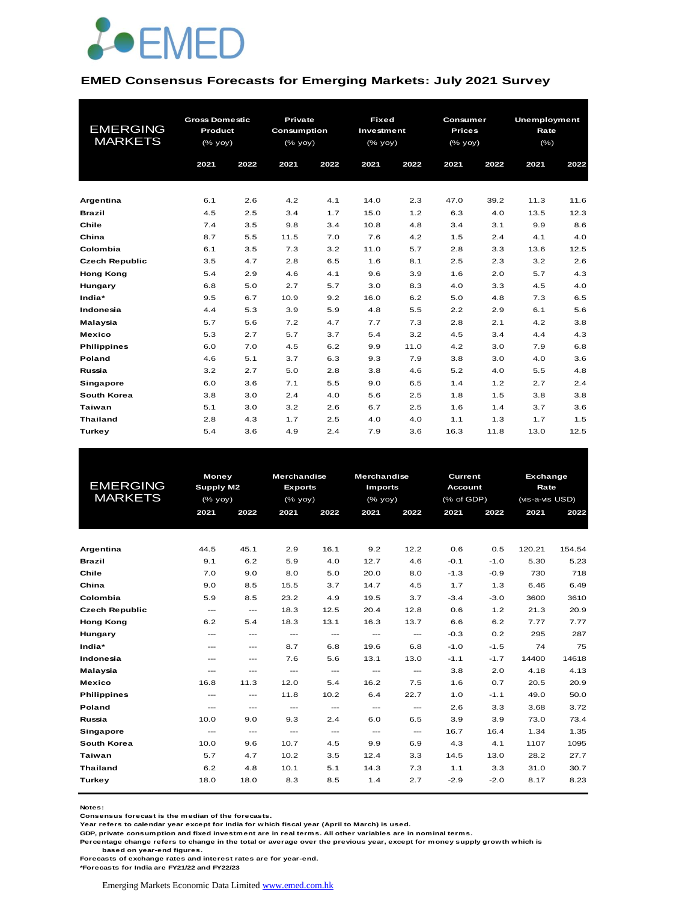# EMED

## EMED Consensus Forecasts for Emerging Markets: July 2021 Survey

| EMERGING MARKETS | Gross Domestic Product (% yoy) | | Private Consumption (% yoy) | | Fixed Investment (% yoy) | | Consumer Prices (% yoy) | | Unemployment Rate (%) | |
|---|---|---|---|---|---|---|---|---|---|---|
| | 2021 | 2022 | 2021 | 2022 | 2021 | 2022 | 2021 | 2022 | 2021 | 2022 |
| **Argentina** | 6.1 | 2.6 | 4.2 | 4.1 | 14.0 | 2.3 | 47.0 | 39.2 | 11.3 | 11.6 |
| **Brazil** | 4.5 | 2.5 | 3.4 | 1.7 | 15.0 | 1.2 | 6.3 | 4.0 | 13.5 | 12.3 |
| **Chile** | 7.4 | 3.5 | 9.8 | 3.4 | 10.8 | 4.8 | 3.4 | 3.1 | 9.9 | 8.6 |
| **China** | 8.7 | 5.5 | 11.5 | 7.0 | 7.6 | 4.2 | 1.5 | 2.4 | 4.1 | 4.0 |
| **Colombia** | 6.1 | 3.5 | 7.3 | 3.2 | 11.0 | 5.7 | 2.8 | 3.3 | 13.6 | 12.5 |
| **Czech Republic** | 3.5 | 4.7 | 2.8 | 6.5 | 1.6 | 8.1 | 2.5 | 2.3 | 3.2 | 2.6 |
| **Hong Kong** | 5.4 | 2.9 | 4.6 | 4.1 | 9.6 | 3.9 | 1.6 | 2.0 | 5.7 | 4.3 |
| **Hungary** | 6.8 | 5.0 | 2.7 | 5.7 | 3.0 | 8.3 | 4.0 | 3.3 | 4.5 | 4.0 |
| **India*** | 9.5 | 6.7 | 10.9 | 9.2 | 16.0 | 6.2 | 5.0 | 4.8 | 7.3 | 6.5 |
| **Indonesia** | 4.4 | 5.3 | 3.9 | 5.9 | 4.8 | 5.5 | 2.2 | 2.9 | 6.1 | 5.6 |
| **Malaysia** | 5.7 | 5.6 | 7.2 | 4.7 | 7.7 | 7.3 | 2.8 | 2.1 | 4.2 | 3.8 |
| **Mexico** | 5.3 | 2.7 | 5.7 | 3.7 | 5.4 | 3.2 | 4.5 | 3.4 | 4.4 | 4.3 |
| **Philippines** | 6.0 | 7.0 | 4.5 | 6.2 | 9.9 | 11.0 | 4.2 | 3.0 | 7.9 | 6.8 |
| **Poland** | 4.6 | 5.1 | 3.7 | 6.3 | 9.3 | 7.9 | 3.8 | 3.0 | 4.0 | 3.6 |
| **Russia** | 3.2 | 2.7 | 5.0 | 2.8 | 3.8 | 4.6 | 5.2 | 4.0 | 5.5 | 4.8 |
| **Singapore** | 6.0 | 3.6 | 7.1 | 5.5 | 9.0 | 6.5 | 1.4 | 1.2 | 2.7 | 2.4 |
| **South Korea** | 3.8 | 3.0 | 2.4 | 4.0 | 5.6 | 2.5 | 1.8 | 1.5 | 3.8 | 3.8 |
| **Taiwan** | 5.1 | 3.0 | 3.2 | 2.6 | 6.7 | 2.5 | 1.6 | 1.4 | 3.7 | 3.6 |
| **Thailand** | 2.8 | 4.3 | 1.7 | 2.5 | 4.0 | 4.0 | 1.1 | 1.3 | 1.7 | 1.5 |
| **Turkey** | 5.4 | 3.6 | 4.9 | 2.4 | 7.9 | 3.6 | 16.3 | 11.8 | 13.0 | 12.5 |

| EMERGING MARKETS | Money Supply M2 (% yoy) | | Merchandise Exports (% yoy) | | Merchandise Imports (% yoy) | | Current Account (% of GDP) | | Exchange Rate (vis-a-vis USD) | |
|---|---|---|---|---|---|---|---|---|---|---|
| | 2021 | 2022 | 2021 | 2022 | 2021 | 2022 | 2021 | 2022 | 2021 | 2022 |
| **Argentina** | 44.5 | 45.1 | 2.9 | 16.1 | 9.2 | 12.2 | 0.6 | 0.5 | 120.21 | 154.54 |
| **Brazil** | 9.1 | 6.2 | 5.9 | 4.0 | 12.7 | 4.6 | -0.1 | -1.0 | 5.30 | 5.23 |
| **Chile** | 7.0 | 9.0 | 8.0 | 5.0 | 20.0 | 8.0 | -1.3 | -0.9 | 730 | 718 |
| **China** | 9.0 | 8.5 | 15.5 | 3.7 | 14.7 | 4.5 | 1.7 | 1.3 | 6.46 | 6.49 |
| **Colombia** | 5.9 | 8.5 | 23.2 | 4.9 | 19.5 | 3.7 | -3.4 | -3.0 | 3600 | 3610 |
| **Czech Republic** | --- | --- | 18.3 | 12.5 | 20.4 | 12.8 | 0.6 | 1.2 | 21.3 | 20.9 |
| **Hong Kong** | 6.2 | 5.4 | 18.3 | 13.1 | 16.3 | 13.7 | 6.6 | 6.2 | 7.77 | 7.77 |
| **Hungary** | --- | --- | --- | --- | --- | --- | -0.3 | 0.2 | 295 | 287 |
| **India*** | --- | --- | 8.7 | 6.8 | 19.6 | 6.8 | -1.0 | -1.5 | 74 | 75 |
| **Indonesia** | --- | --- | 7.6 | 5.6 | 13.1 | 13.0 | -1.1 | -1.7 | 14400 | 14618 |
| **Malaysia** | --- | --- | --- | --- | --- | --- | 3.8 | 2.0 | 4.18 | 4.13 |
| **Mexico** | 16.8 | 11.3 | 12.0 | 5.4 | 16.2 | 7.5 | 1.6 | 0.7 | 20.5 | 20.9 |
| **Philippines** | --- | --- | 11.8 | 10.2 | 6.4 | 22.7 | 1.0 | -1.1 | 49.0 | 50.0 |
| **Poland** | --- | --- | --- | --- | --- | --- | 2.6 | 3.3 | 3.68 | 3.72 |
| **Russia** | 10.0 | 9.0 | 9.3 | 2.4 | 6.0 | 6.5 | 3.9 | 3.9 | 73.0 | 73.4 |
| **Singapore** | --- | --- | --- | --- | --- | --- | 16.7 | 16.4 | 1.34 | 1.35 |
| **South Korea** | 10.0 | 9.6 | 10.7 | 4.5 | 9.9 | 6.9 | 4.3 | 4.1 | 1107 | 1095 |
| **Taiwan** | 5.7 | 4.7 | 10.2 | 3.5 | 12.4 | 3.3 | 14.5 | 13.0 | 28.2 | 27.7 |
| **Thailand** | 6.2 | 4.8 | 10.1 | 5.1 | 14.3 | 7.3 | 1.1 | 3.3 | 31.0 | 30.7 |
| **Turkey** | 18.0 | 18.0 | 8.3 | 8.5 | 1.4 | 2.7 | -2.9 | -2.0 | 8.17 | 8.23 |

**Notes:**
Consensus forecast is the median of the forecasts.
Year refers to calendar year except for India for which fiscal year (April to March) is used.
GDP, private consumption and fixed investment are in real terms. All other variables are in nominal terms.
Percentage change refers to change in the total or average over the previous year, except for money supply growth which is based on year-end figures.
Forecasts of exchange rates and interest rates are for year-end.
*Forecasts for India are FY21/22 and FY22/23

Emerging Markets Economic Data Limited [www.emed.com.hk](http://www.emed.com.hk)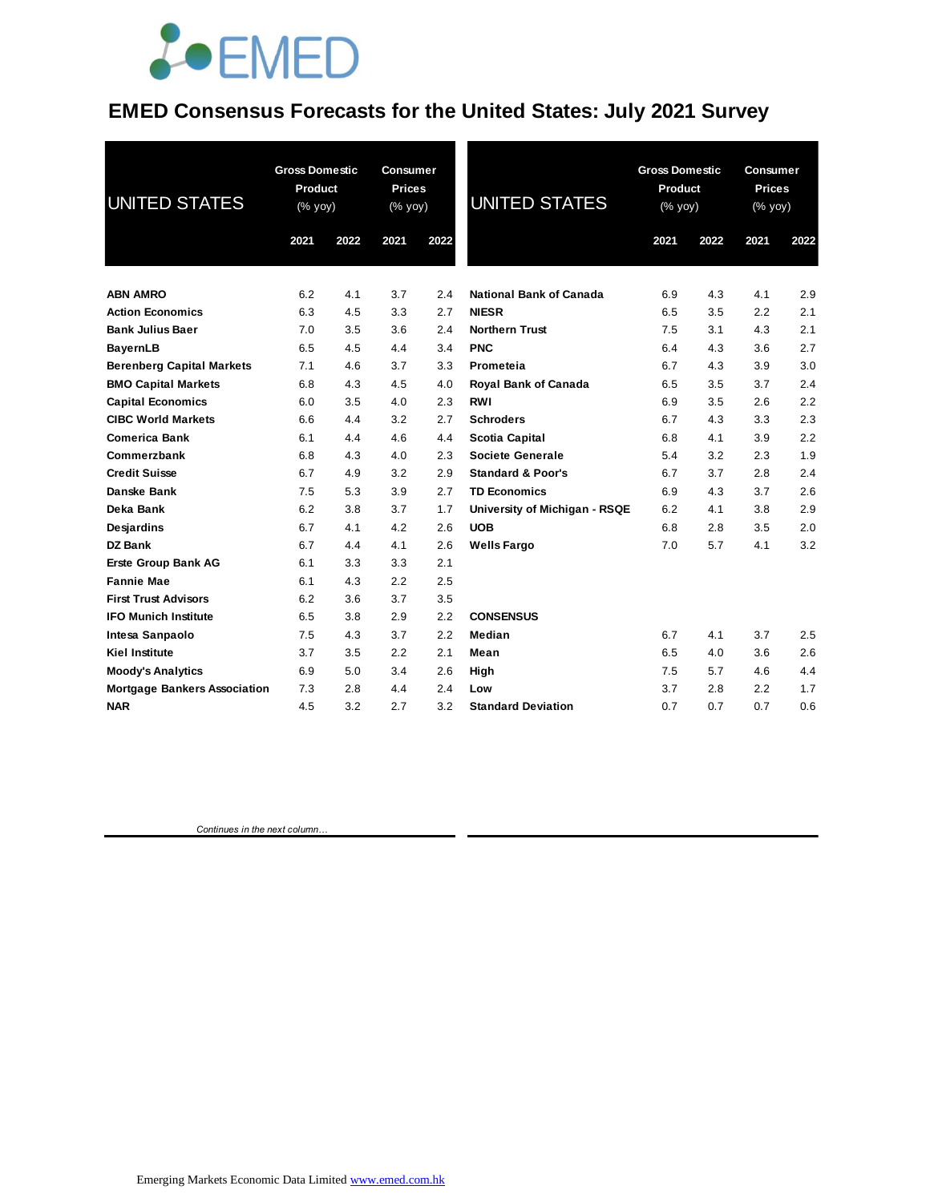# EMED Consensus Forecasts for the United States: July 2021 Survey

| UNITED STATES | Gross Domestic Product (% yoy) | | Consumer Prices (% yoy) | |
|---|---|---|---|---|
| | 2021 | 2022 | 2021 | 2022 |
| ABN AMRO | 6.2 | 4.1 | 3.7 | 2.4 |
| Action Economics | 6.3 | 4.5 | 3.3 | 2.7 |
| Bank Julius Baer | 7.0 | 3.5 | 3.6 | 2.4 |
| BayernLB | 6.5 | 4.5 | 4.4 | 3.4 |
| Berenberg Capital Markets | 7.1 | 4.6 | 3.7 | 3.3 |
| BMO Capital Markets | 6.8 | 4.3 | 4.5 | 4.0 |
| Capital Economics | 6.0 | 3.5 | 4.0 | 2.3 |
| CIBC World Markets | 6.6 | 4.4 | 3.2 | 2.7 |
| Comerica Bank | 6.1 | 4.4 | 4.6 | 4.4 |
| Commerzbank | 6.8 | 4.3 | 4.0 | 2.3 |
| Credit Suisse | 6.7 | 4.9 | 3.2 | 2.9 |
| Danske Bank | 7.5 | 5.3 | 3.9 | 2.7 |
| Deka Bank | 6.2 | 3.8 | 3.7 | 1.7 |
| Desjardins | 6.7 | 4.1 | 4.2 | 2.6 |
| DZ Bank | 6.7 | 4.4 | 4.1 | 2.6 |
| Erste Group Bank AG | 6.1 | 3.3 | 3.3 | 2.1 |
| Fannie Mae | 6.1 | 4.3 | 2.2 | 2.5 |
| First Trust Advisors | 6.2 | 3.6 | 3.7 | 3.5 |
| IFO Munich Institute | 6.5 | 3.8 | 2.9 | 2.2 |
| Intesa Sanpaolo | 7.5 | 4.3 | 3.7 | 2.2 |
| Kiel Institute | 3.7 | 3.5 | 2.2 | 2.1 |
| Moody's Analytics | 6.9 | 5.0 | 3.4 | 2.6 |
| Mortgage Bankers Association | 7.3 | 2.8 | 4.4 | 2.4 |
| NAR | 4.5 | 3.2 | 2.7 | 3.2 |
| National Bank of Canada | 6.9 | 4.3 | 4.1 | 2.9 |
| NIESR | 6.5 | 3.5 | 2.2 | 2.1 |
| Northern Trust | 7.5 | 3.1 | 4.3 | 2.1 |
| PNC | 6.4 | 4.3 | 3.6 | 2.7 |
| Prometeia | 6.7 | 4.3 | 3.9 | 3.0 |
| Royal Bank of Canada | 6.5 | 3.5 | 3.7 | 2.4 |
| RWI | 6.9 | 3.5 | 2.6 | 2.2 |
| Schroders | 6.7 | 4.3 | 3.3 | 2.3 |
| Scotia Capital | 6.8 | 4.1 | 3.9 | 2.2 |
| Societe Generale | 5.4 | 3.2 | 2.3 | 1.9 |
| Standard & Poor's | 6.7 | 3.7 | 2.8 | 2.4 |
| TD Economics | 6.9 | 4.3 | 3.7 | 2.6 |
| University of Michigan - RSQE | 6.2 | 4.1 | 3.8 | 2.9 |
| UOB | 6.8 | 2.8 | 3.5 | 2.0 |
| Wells Fargo | 7.0 | 5.7 | 4.1 | 3.2 |
| **CONSENSUS** | | | | |
| Median | 6.7 | 4.1 | 3.7 | 2.5 |
| Mean | 6.5 | 4.0 | 3.6 | 2.6 |
| High | 7.5 | 5.7 | 4.6 | 4.4 |
| Low | 3.7 | 2.8 | 2.2 | 1.7 |
| Standard Deviation | 0.7 | 0.7 | 0.7 | 0.6 |

*Continues in the next column…*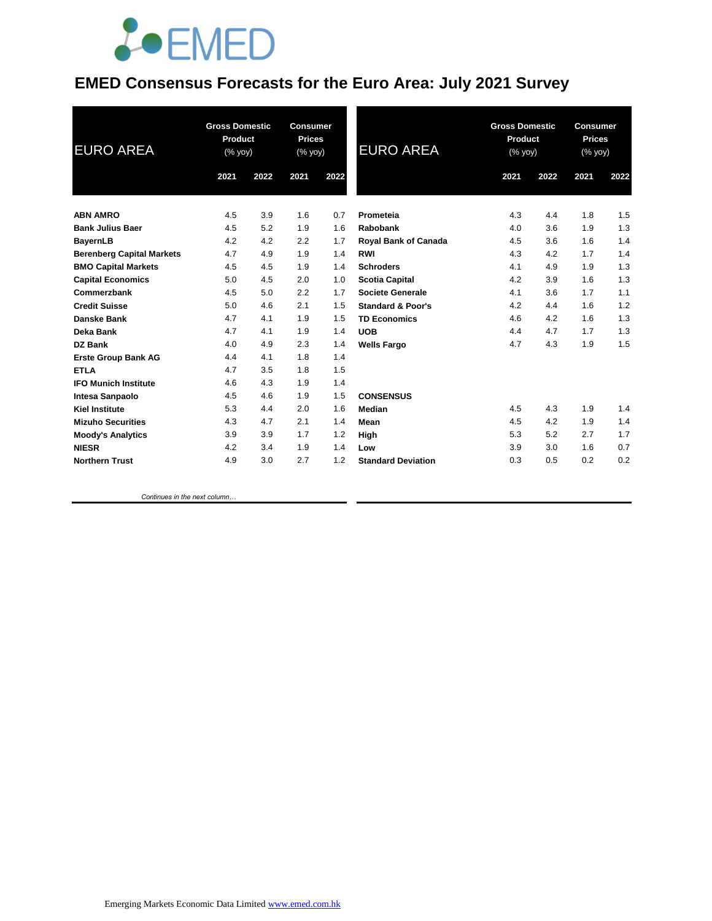# EMED Consensus Forecasts for the Euro Area: July 2021 Survey

| EURO AREA | Gross Domestic Product (% yoy) | | Consumer Prices (% yoy) | |
|---|---|---|---|---|
| | 2021 | 2022 | 2021 | 2022 |
| **ABN AMRO** | 4.5 | 3.9 | 1.6 | 0.7 |
| **Bank Julius Baer** | 4.5 | 5.2 | 1.9 | 1.6 |
| **BayernLB** | 4.2 | 4.2 | 2.2 | 1.7 |
| **Berenberg Capital Markets** | 4.7 | 4.9 | 1.9 | 1.4 |
| **BMO Capital Markets** | 4.5 | 4.5 | 1.9 | 1.4 |
| **Capital Economics** | 5.0 | 4.5 | 2.0 | 1.0 |
| **Commerzbank** | 4.5 | 5.0 | 2.2 | 1.7 |
| **Credit Suisse** | 5.0 | 4.6 | 2.1 | 1.5 |
| **Danske Bank** | 4.7 | 4.1 | 1.9 | 1.5 |
| **Deka Bank** | 4.7 | 4.1 | 1.9 | 1.4 |
| **DZ Bank** | 4.0 | 4.9 | 2.3 | 1.4 |
| **Erste Group Bank AG** | 4.4 | 4.1 | 1.8 | 1.4 |
| **ETLA** | 4.7 | 3.5 | 1.8 | 1.5 |
| **IFO Munich Institute** | 4.6 | 4.3 | 1.9 | 1.4 |
| **Intesa Sanpaolo** | 4.5 | 4.6 | 1.9 | 1.5 |
| **Kiel Institute** | 5.3 | 4.4 | 2.0 | 1.6 |
| **Mizuho Securities** | 4.3 | 4.7 | 2.1 | 1.4 |
| **Moody's Analytics** | 3.9 | 3.9 | 1.7 | 1.2 |
| **NIESR** | 4.2 | 3.4 | 1.9 | 1.4 |
| **Northern Trust** | 4.9 | 3.0 | 2.7 | 1.2 |
| **Prometeia** | 4.3 | 4.4 | 1.8 | 1.5 |
| **Rabobank** | 4.0 | 3.6 | 1.9 | 1.3 |
| **Royal Bank of Canada** | 4.5 | 3.6 | 1.6 | 1.4 |
| **RWI** | 4.3 | 4.2 | 1.7 | 1.4 |
| **Schroders** | 4.1 | 4.9 | 1.9 | 1.3 |
| **Scotia Capital** | 4.2 | 3.9 | 1.6 | 1.3 |
| **Societe Generale** | 4.1 | 3.6 | 1.7 | 1.1 |
| **Standard & Poor's** | 4.2 | 4.4 | 1.6 | 1.2 |
| **TD Economics** | 4.6 | 4.2 | 1.6 | 1.3 |
| **UOB** | 4.4 | 4.7 | 1.7 | 1.3 |
| **Wells Fargo** | 4.7 | 4.3 | 1.9 | 1.5 |
| **CONSENSUS** | | | | |
| **Median** | 4.5 | 4.3 | 1.9 | 1.4 |
| **Mean** | 4.5 | 4.2 | 1.9 | 1.4 |
| **High** | 5.3 | 5.2 | 2.7 | 1.7 |
| **Low** | 3.9 | 3.0 | 1.6 | 0.7 |
| **Standard Deviation** | 0.3 | 0.5 | 0.2 | 0.2 |

*Continues in the next column…*

Emerging Markets Economic Data Limited www.emed.com.hk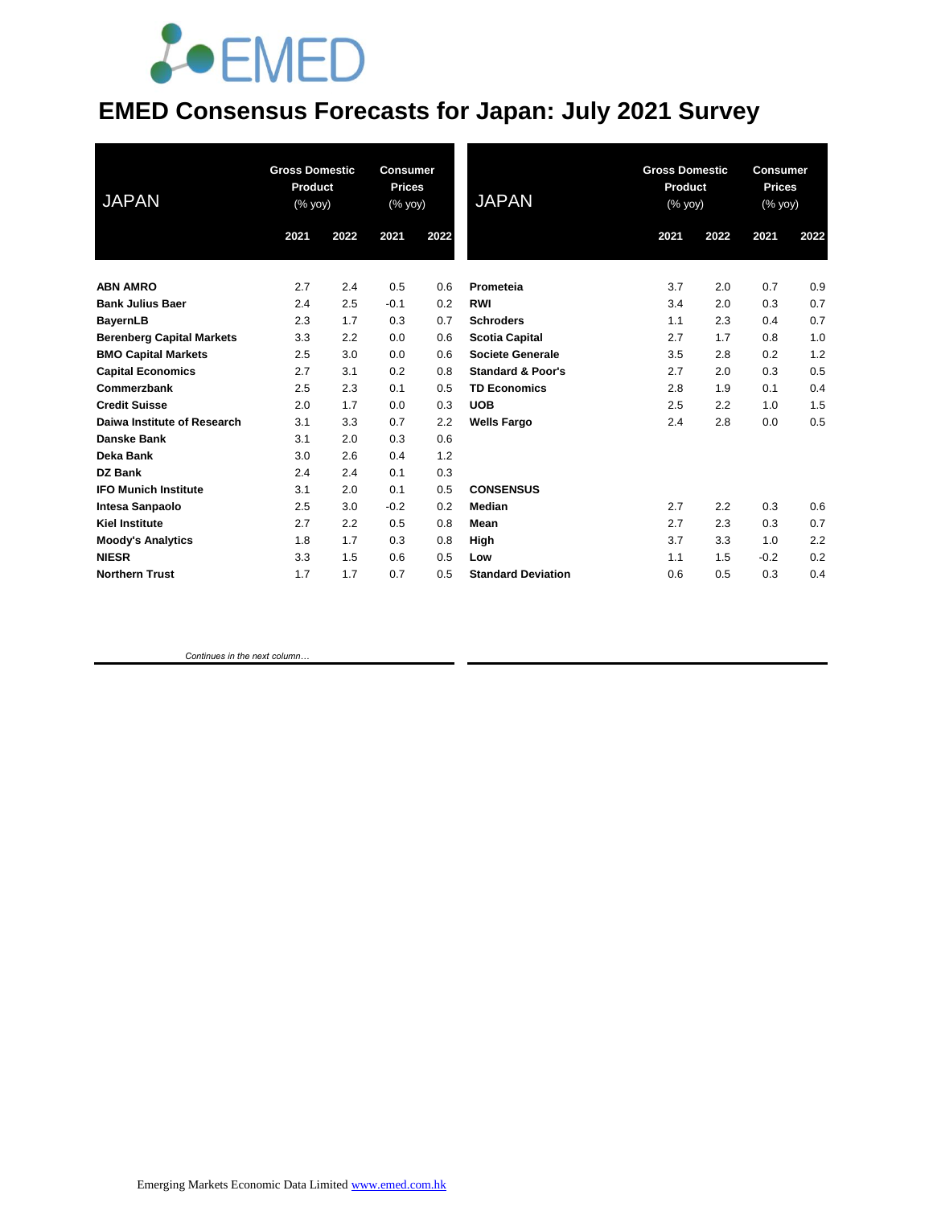# EMED Consensus Forecasts for Japan: July 2021 Survey

| JAPAN | Gross Domestic Product (% yoy) | | Consumer Prices (% yoy) | |
|---|---|---|---|---|
| | 2021 | 2022 | 2021 | 2022 |
| **ABN AMRO** | 2.7 | 2.4 | 0.5 | 0.6 |
| **Bank Julius Baer** | 2.4 | 2.5 | -0.1 | 0.2 |
| **BayernLB** | 2.3 | 1.7 | 0.3 | 0.7 |
| **Berenberg Capital Markets** | 3.3 | 2.2 | 0.0 | 0.6 |
| **BMO Capital Markets** | 2.5 | 3.0 | 0.0 | 0.6 |
| **Capital Economics** | 2.7 | 3.1 | 0.2 | 0.8 |
| **Commerzbank** | 2.5 | 2.3 | 0.1 | 0.5 |
| **Credit Suisse** | 2.0 | 1.7 | 0.0 | 0.3 |
| **Daiwa Institute of Research** | 3.1 | 3.3 | 0.7 | 2.2 |
| **Danske Bank** | 3.1 | 2.0 | 0.3 | 0.6 |
| **Deka Bank** | 3.0 | 2.6 | 0.4 | 1.2 |
| **DZ Bank** | 2.4 | 2.4 | 0.1 | 0.3 |
| **IFO Munich Institute** | 3.1 | 2.0 | 0.1 | 0.5 |
| **Intesa Sanpaolo** | 2.5 | 3.0 | -0.2 | 0.2 |
| **Kiel Institute** | 2.7 | 2.2 | 0.5 | 0.8 |
| **Moody's Analytics** | 1.8 | 1.7 | 0.3 | 0.8 |
| **NIESR** | 3.3 | 1.5 | 0.6 | 0.5 |
| **Northern Trust** | 1.7 | 1.7 | 0.7 | 0.5 |
| **Prometeia** | 3.7 | 2.0 | 0.7 | 0.9 |
| **RWI** | 3.4 | 2.0 | 0.3 | 0.7 |
| **Schroders** | 1.1 | 2.3 | 0.4 | 0.7 |
| **Scotia Capital** | 2.7 | 1.7 | 0.8 | 1.0 |
| **Societe Generale** | 3.5 | 2.8 | 0.2 | 1.2 |
| **Standard & Poor's** | 2.7 | 2.0 | 0.3 | 0.5 |
| **TD Economics** | 2.8 | 1.9 | 0.1 | 0.4 |
| **UOB** | 2.5 | 2.2 | 1.0 | 1.5 |
| **Wells Fargo** | 2.4 | 2.8 | 0.0 | 0.5 |
| **CONSENSUS** | | | | |
| **Median** | 2.7 | 2.2 | 0.3 | 0.6 |
| **Mean** | 2.7 | 2.3 | 0.3 | 0.7 |
| **High** | 3.7 | 3.3 | 1.0 | 2.2 |
| **Low** | 1.1 | 1.5 | -0.2 | 0.2 |
| **Standard Deviation** | 0.6 | 0.5 | 0.3 | 0.4 |

*Continues in the next column…*

Emerging Markets Economic Data Limited www.emed.com.hk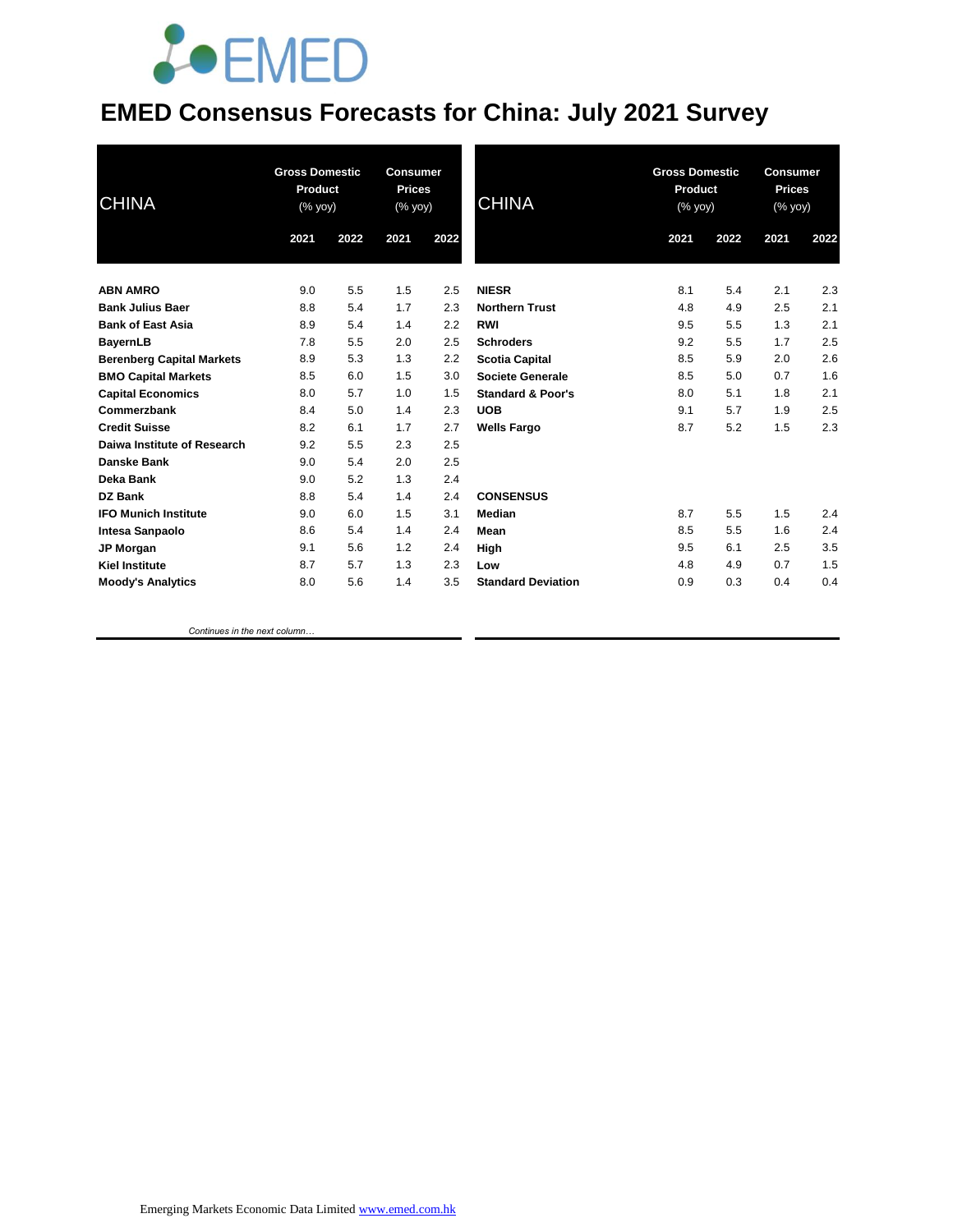# EMED Consensus Forecasts for China: July 2021 Survey

| CHINA | Gross Domestic Product (% yoy) | | Consumer Prices (% yoy) | |
|---|---|---|---|---|
| | 2021 | 2022 | 2021 | 2022 |
| **ABN AMRO** | 9.0 | 5.5 | 1.5 | 2.5 |
| **Bank Julius Baer** | 8.8 | 5.4 | 1.7 | 2.3 |
| **Bank of East Asia** | 8.9 | 5.4 | 1.4 | 2.2 |
| **BayernLB** | 7.8 | 5.5 | 2.0 | 2.5 |
| **Berenberg Capital Markets** | 8.9 | 5.3 | 1.3 | 2.2 |
| **BMO Capital Markets** | 8.5 | 6.0 | 1.5 | 3.0 |
| **Capital Economics** | 8.0 | 5.7 | 1.0 | 1.5 |
| **Commerzbank** | 8.4 | 5.0 | 1.4 | 2.3 |
| **Credit Suisse** | 8.2 | 6.1 | 1.7 | 2.7 |
| **Daiwa Institute of Research** | 9.2 | 5.5 | 2.3 | 2.5 |
| **Danske Bank** | 9.0 | 5.4 | 2.0 | 2.5 |
| **Deka Bank** | 9.0 | 5.2 | 1.3 | 2.4 |
| **DZ Bank** | 8.8 | 5.4 | 1.4 | 2.4 |
| **IFO Munich Institute** | 9.0 | 6.0 | 1.5 | 3.1 |
| **Intesa Sanpaolo** | 8.6 | 5.4 | 1.4 | 2.4 |
| **JP Morgan** | 9.1 | 5.6 | 1.2 | 2.4 |
| **Kiel Institute** | 8.7 | 5.7 | 1.3 | 2.3 |
| **Moody's Analytics** | 8.0 | 5.6 | 1.4 | 3.5 |
| **NIESR** | 8.1 | 5.4 | 2.1 | 2.3 |
| **Northern Trust** | 4.8 | 4.9 | 2.5 | 2.1 |
| **RWI** | 9.5 | 5.5 | 1.3 | 2.1 |
| **Schroders** | 9.2 | 5.5 | 1.7 | 2.5 |
| **Scotia Capital** | 8.5 | 5.9 | 2.0 | 2.6 |
| **Societe Generale** | 8.5 | 5.0 | 0.7 | 1.6 |
| **Standard & Poor's** | 8.0 | 5.1 | 1.8 | 2.1 |
| **UOB** | 9.1 | 5.7 | 1.9 | 2.5 |
| **Wells Fargo** | 8.7 | 5.2 | 1.5 | 2.3 |
| **CONSENSUS** | | | | |
| **Median** | 8.7 | 5.5 | 1.5 | 2.4 |
| **Mean** | 8.5 | 5.5 | 1.6 | 2.4 |
| **High** | 9.5 | 6.1 | 2.5 | 3.5 |
| **Low** | 4.8 | 4.9 | 0.7 | 1.5 |
| **Standard Deviation** | 0.9 | 0.3 | 0.4 | 0.4 |

*Continues in the next column…*

Emerging Markets Economic Data Limited www.emed.com.hk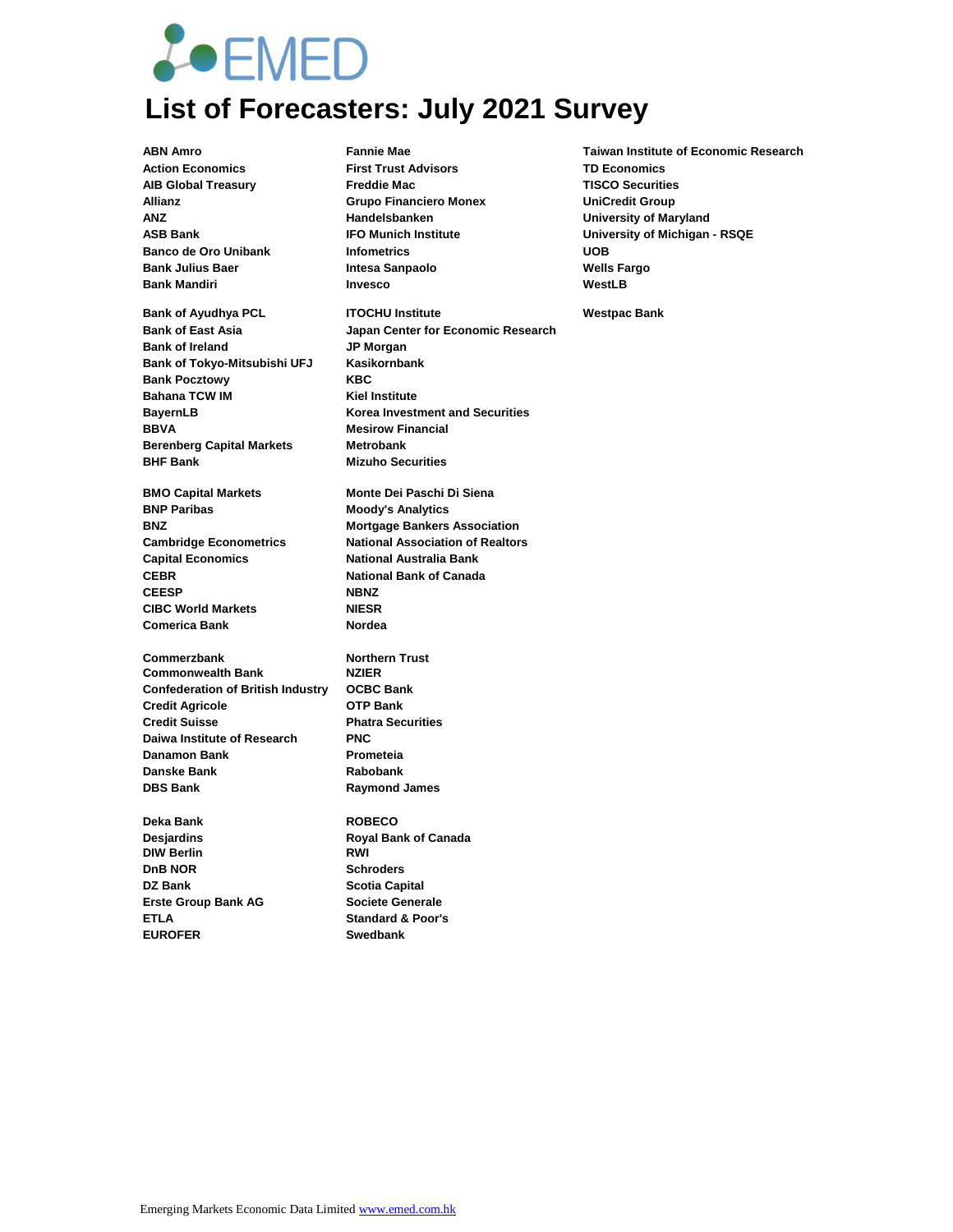EMED

# List of Forecasters: July 2021 Survey

ABN Amro
Action Economics
AIB Global Treasury
Allianz
ANZ
ASB Bank
Banco de Oro Unibank
Bank Julius Baer
Bank Mandiri

Bank of Ayudhya PCL
Bank of East Asia
Bank of Ireland
Bank of Tokyo-Mitsubishi UFJ
Bank Pocztowy
Bahana TCW IM
BayernLB
BBVA
Berenberg Capital Markets
BHF Bank

BMO Capital Markets
BNP Paribas
BNZ
Cambridge Econometrics
Capital Economics
CEBR
CEESP
CIBC World Markets
Comerica Bank

Commerzbank
Commonwealth Bank
Confederation of British Industry
Credit Agricole
Credit Suisse
Daiwa Institute of Research
Danamon Bank
Danske Bank
DBS Bank

Deka Bank
Desjardins
DIW Berlin
DnB NOR
DZ Bank
Erste Group Bank AG
ETLA
EUROFER

Fannie Mae
First Trust Advisors
Freddie Mac
Grupo Financiero Monex
Handelsbanken
IFO Munich Institute
Infometrics
Intesa Sanpaolo
Invesco

ITOCHU Institute
Japan Center for Economic Research
JP Morgan
Kasikornbank
KBC
Kiel Institute
Korea Investment and Securities
Mesirow Financial
Metrobank
Mizuho Securities

Monte Dei Paschi Di Siena
Moody's Analytics
Mortgage Bankers Association
National Association of Realtors
National Australia Bank
National Bank of Canada
NBNZ
NIESR
Nordea

Northern Trust
NZIER
OCBC Bank
OTP Bank
Phatra Securities
PNC
Prometeia
Rabobank
Raymond James

ROBECO
Royal Bank of Canada
RWI
Schroders
Scotia Capital
Societe Generale
Standard & Poor's
Swedbank

Taiwan Institute of Economic Research
TD Economics
TISCO Securities
UniCredit Group
University of Maryland
University of Michigan - RSQE
UOB
Wells Fargo
WestLB

Westpac Bank

Emerging Markets Economic Data Limited www.emed.com.hk